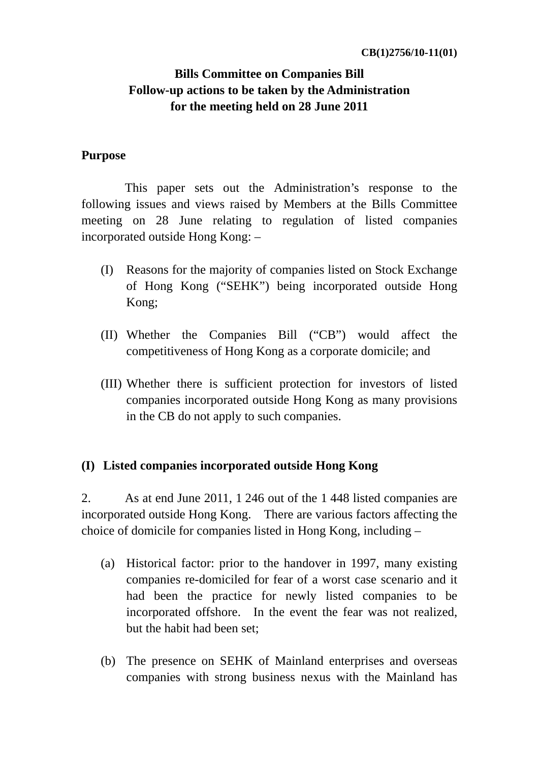CB(1)2756/10-11(01)

**Bills Committee on Companies Bill**
**Follow-up actions to be taken by the Administration**
**for the meeting held on 28 June 2011**

**Purpose**

This paper sets out the Administration's response to the following issues and views raised by Members at the Bills Committee meeting on 28 June relating to regulation of listed companies incorporated outside Hong Kong: –

(I) Reasons for the majority of companies listed on Stock Exchange of Hong Kong ("SEHK") being incorporated outside Hong Kong;

(II) Whether the Companies Bill ("CB") would affect the competitiveness of Hong Kong as a corporate domicile; and

(III) Whether there is sufficient protection for investors of listed companies incorporated outside Hong Kong as many provisions in the CB do not apply to such companies.

**(I) Listed companies incorporated outside Hong Kong**

2. As at end June 2011, 1 246 out of the 1 448 listed companies are incorporated outside Hong Kong. There are various factors affecting the choice of domicile for companies listed in Hong Kong, including –

(a) Historical factor: prior to the handover in 1997, many existing companies re-domiciled for fear of a worst case scenario and it had been the practice for newly listed companies to be incorporated offshore. In the event the fear was not realized, but the habit had been set;

(b) The presence on SEHK of Mainland enterprises and overseas companies with strong business nexus with the Mainland has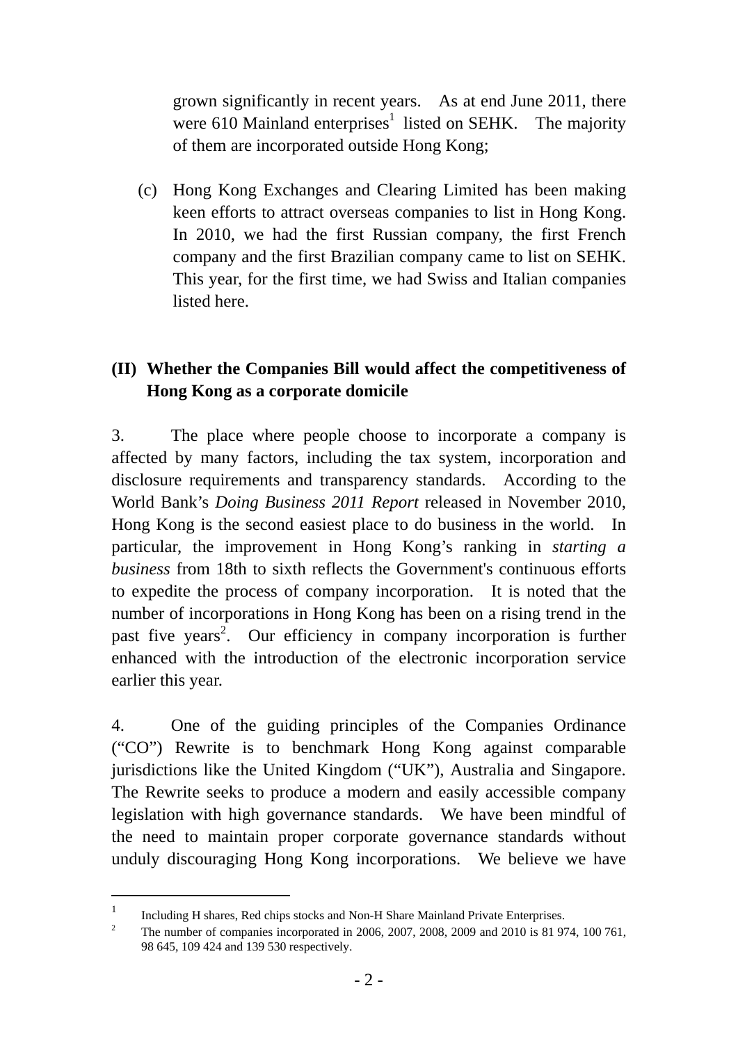grown significantly in recent years. As at end June 2011, there were 610 Mainland enterprises[1] listed on SEHK. The majority of them are incorporated outside Hong Kong;

(c) Hong Kong Exchanges and Clearing Limited has been making keen efforts to attract overseas companies to list in Hong Kong. In 2010, we had the first Russian company, the first French company and the first Brazilian company came to list on SEHK. This year, for the first time, we had Swiss and Italian companies listed here.

## (II) Whether the Companies Bill would affect the competitiveness of Hong Kong as a corporate domicile

3. The place where people choose to incorporate a company is affected by many factors, including the tax system, incorporation and disclosure requirements and transparency standards. According to the World Bank's *Doing Business 2011 Report* released in November 2010, Hong Kong is the second easiest place to do business in the world. In particular, the improvement in Hong Kong's ranking in *starting a business* from 18th to sixth reflects the Government's continuous efforts to expedite the process of company incorporation. It is noted that the number of incorporations in Hong Kong has been on a rising trend in the past five years[2]. Our efficiency in company incorporation is further enhanced with the introduction of the electronic incorporation service earlier this year.

4. One of the guiding principles of the Companies Ordinance ("CO") Rewrite is to benchmark Hong Kong against comparable jurisdictions like the United Kingdom ("UK"), Australia and Singapore. The Rewrite seeks to produce a modern and easily accessible company legislation with high governance standards. We have been mindful of the need to maintain proper corporate governance standards without unduly discouraging Hong Kong incorporations. We believe we have

---

[1] Including H shares, Red chips stocks and Non-H Share Mainland Private Enterprises.

[2] The number of companies incorporated in 2006, 2007, 2008, 2009 and 2010 is 81 974, 100 761, 98 645, 109 424 and 139 530 respectively.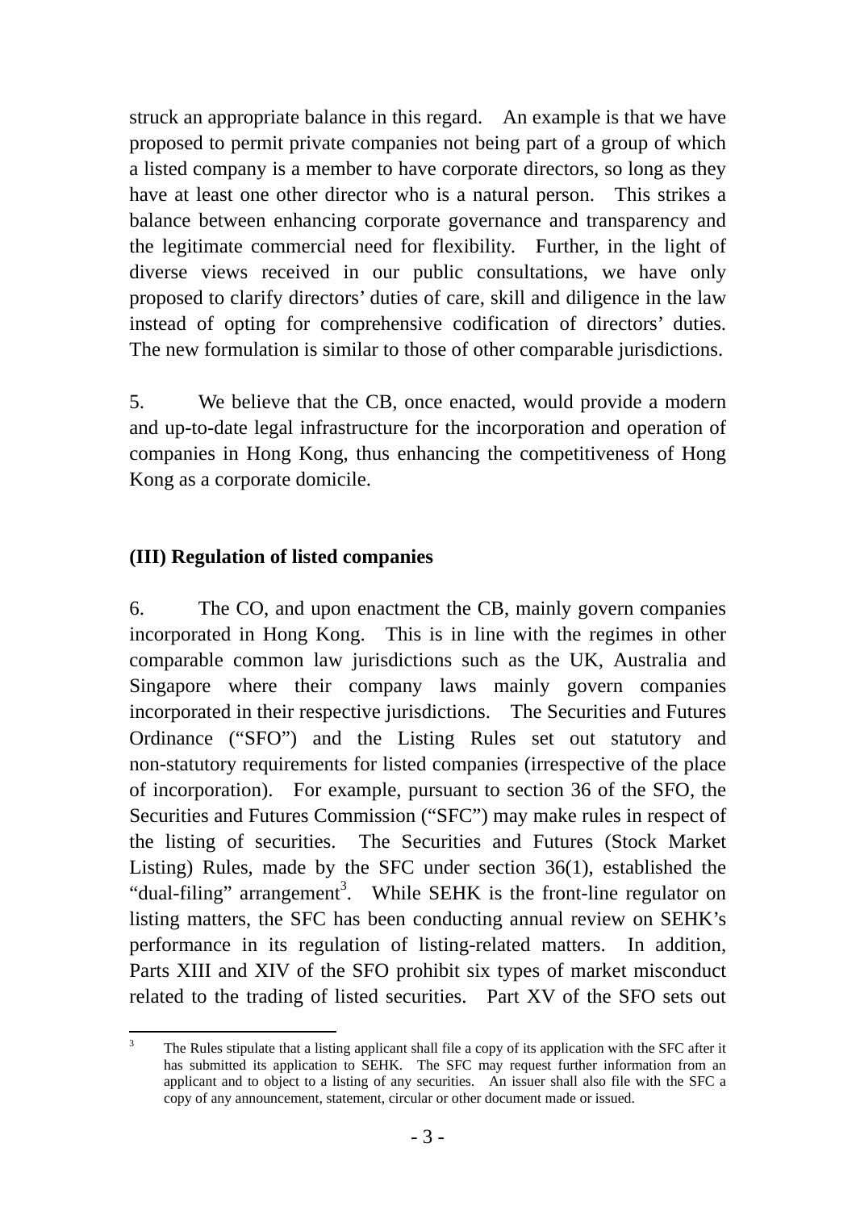struck an appropriate balance in this regard. An example is that we have proposed to permit private companies not being part of a group of which a listed company is a member to have corporate directors, so long as they have at least one other director who is a natural person. This strikes a balance between enhancing corporate governance and transparency and the legitimate commercial need for flexibility. Further, in the light of diverse views received in our public consultations, we have only proposed to clarify directors' duties of care, skill and diligence in the law instead of opting for comprehensive codification of directors' duties. The new formulation is similar to those of other comparable jurisdictions.

5. We believe that the CB, once enacted, would provide a modern and up-to-date legal infrastructure for the incorporation and operation of companies in Hong Kong, thus enhancing the competitiveness of Hong Kong as a corporate domicile.

**(III) Regulation of listed companies**

6. The CO, and upon enactment the CB, mainly govern companies incorporated in Hong Kong. This is in line with the regimes in other comparable common law jurisdictions such as the UK, Australia and Singapore where their company laws mainly govern companies incorporated in their respective jurisdictions. The Securities and Futures Ordinance ("SFO") and the Listing Rules set out statutory and non-statutory requirements for listed companies (irrespective of the place of incorporation). For example, pursuant to section 36 of the SFO, the Securities and Futures Commission ("SFC") may make rules in respect of the listing of securities. The Securities and Futures (Stock Market Listing) Rules, made by the SFC under section 36(1), established the "dual-filing" arrangement[3]. While SEHK is the front-line regulator on listing matters, the SFC has been conducting annual review on SEHK's performance in its regulation of listing-related matters. In addition, Parts XIII and XIV of the SFO prohibit six types of market misconduct related to the trading of listed securities. Part XV of the SFO sets out

[3] The Rules stipulate that a listing applicant shall file a copy of its application with the SFC after it has submitted its application to SEHK. The SFC may request further information from an applicant and to object to a listing of any securities. An issuer shall also file with the SFC a copy of any announcement, statement, circular or other document made or issued.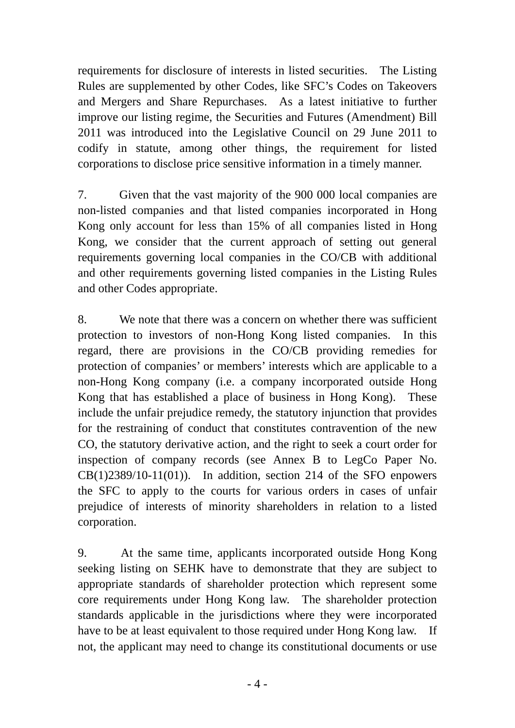requirements for disclosure of interests in listed securities. The Listing Rules are supplemented by other Codes, like SFC's Codes on Takeovers and Mergers and Share Repurchases. As a latest initiative to further improve our listing regime, the Securities and Futures (Amendment) Bill 2011 was introduced into the Legislative Council on 29 June 2011 to codify in statute, among other things, the requirement for listed corporations to disclose price sensitive information in a timely manner.

7. Given that the vast majority of the 900 000 local companies are non-listed companies and that listed companies incorporated in Hong Kong only account for less than 15% of all companies listed in Hong Kong, we consider that the current approach of setting out general requirements governing local companies in the CO/CB with additional and other requirements governing listed companies in the Listing Rules and other Codes appropriate.

8. We note that there was a concern on whether there was sufficient protection to investors of non-Hong Kong listed companies. In this regard, there are provisions in the CO/CB providing remedies for protection of companies' or members' interests which are applicable to a non-Hong Kong company (i.e. a company incorporated outside Hong Kong that has established a place of business in Hong Kong). These include the unfair prejudice remedy, the statutory injunction that provides for the restraining of conduct that constitutes contravention of the new CO, the statutory derivative action, and the right to seek a court order for inspection of company records (see Annex B to LegCo Paper No. CB(1)2389/10-11(01)). In addition, section 214 of the SFO enpowers the SFC to apply to the courts for various orders in cases of unfair prejudice of interests of minority shareholders in relation to a listed corporation.

9. At the same time, applicants incorporated outside Hong Kong seeking listing on SEHK have to demonstrate that they are subject to appropriate standards of shareholder protection which represent some core requirements under Hong Kong law. The shareholder protection standards applicable in the jurisdictions where they were incorporated have to be at least equivalent to those required under Hong Kong law. If not, the applicant may need to change its constitutional documents or use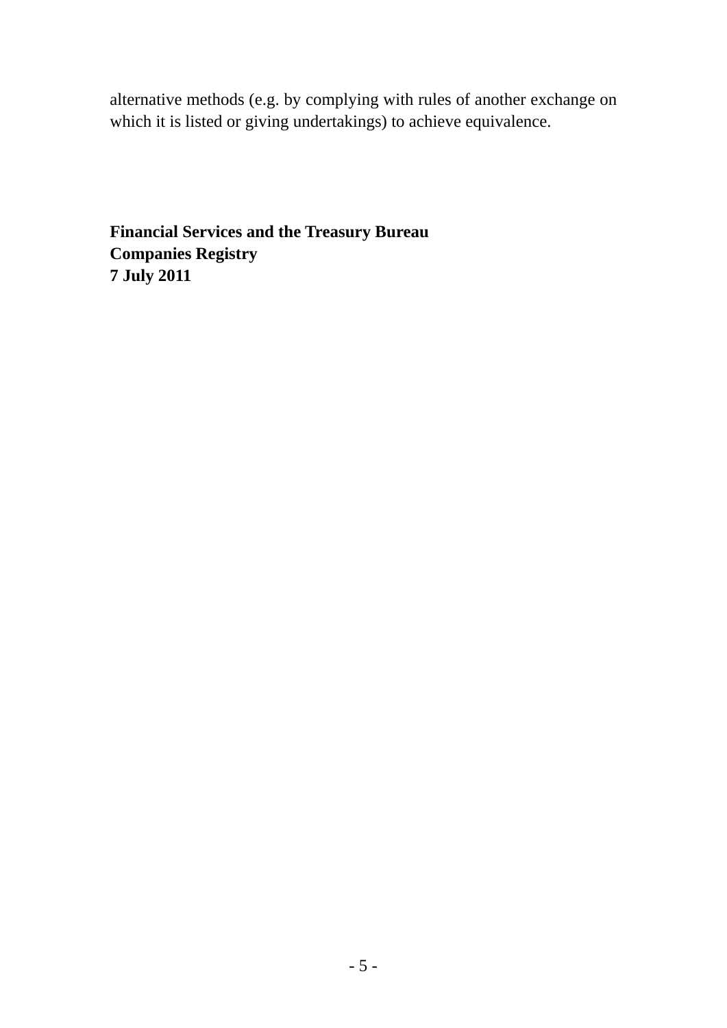alternative methods (e.g. by complying with rules of another exchange on which it is listed or giving undertakings) to achieve equivalence.

**Financial Services and the Treasury Bureau**
**Companies Registry**
**7 July 2011**